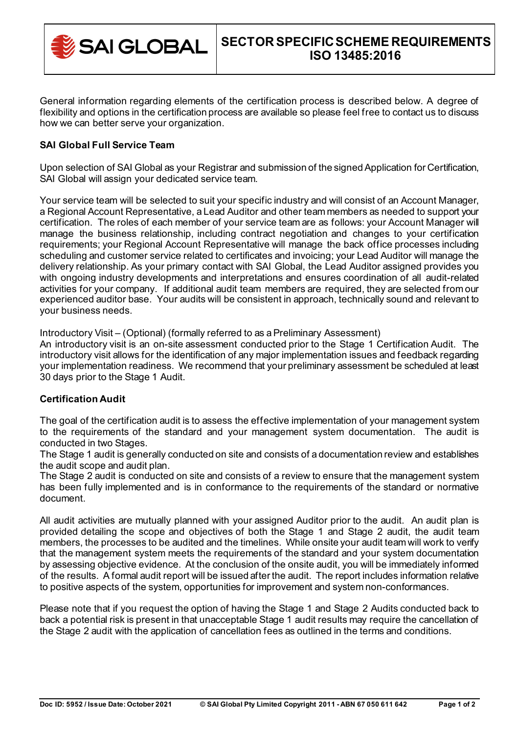# SECTOR SPECIFIC SCHEME REQUIREMENTS ISO 13485:2016

General information regarding elements of the certification process is described below. A degree of flexibility and options in the certification process are available so please feel free to contact us to discuss how we can better serve your organization.

**SAI Global Full Service Team**

Upon selection of SAI Global as your Registrar and submission of the signed Application for Certification, SAI Global will assign your dedicated service team.

Your service team will be selected to suit your specific industry and will consist of an Account Manager, a Regional Account Representative, a Lead Auditor and other team members as needed to support your certification. The roles of each member of your service team are as follows: your Account Manager will manage the business relationship, including contract negotiation and changes to your certification requirements; your Regional Account Representative will manage the back office processes including scheduling and customer service related to certificates and invoicing; your Lead Auditor will manage the delivery relationship. As your primary contact with SAI Global, the Lead Auditor assigned provides you with ongoing industry developments and interpretations and ensures coordination of all audit-related activities for your company. If additional audit team members are required, they are selected from our experienced auditor base. Your audits will be consistent in approach, technically sound and relevant to your business needs.

Introductory Visit – (Optional) (formally referred to as a Preliminary Assessment)
An introductory visit is an on-site assessment conducted prior to the Stage 1 Certification Audit. The introductory visit allows for the identification of any major implementation issues and feedback regarding your implementation readiness. We recommend that your preliminary assessment be scheduled at least 30 days prior to the Stage 1 Audit.

**Certification Audit**

The goal of the certification audit is to assess the effective implementation of your management system to the requirements of the standard and your management system documentation. The audit is conducted in two Stages.
The Stage 1 audit is generally conducted on site and consists of a documentation review and establishes the audit scope and audit plan.
The Stage 2 audit is conducted on site and consists of a review to ensure that the management system has been fully implemented and is in conformance to the requirements of the standard or normative document.

All audit activities are mutually planned with your assigned Auditor prior to the audit. An audit plan is provided detailing the scope and objectives of both the Stage 1 and Stage 2 audit, the audit team members, the processes to be audited and the timelines. While onsite your audit team will work to verify that the management system meets the requirements of the standard and your system documentation by assessing objective evidence. At the conclusion of the onsite audit, you will be immediately informed of the results. A formal audit report will be issued after the audit. The report includes information relative to positive aspects of the system, opportunities for improvement and system non-conformances.

Please note that if you request the option of having the Stage 1 and Stage 2 Audits conducted back to back a potential risk is present in that unacceptable Stage 1 audit results may require the cancellation of the Stage 2 audit with the application of cancellation fees as outlined in the terms and conditions.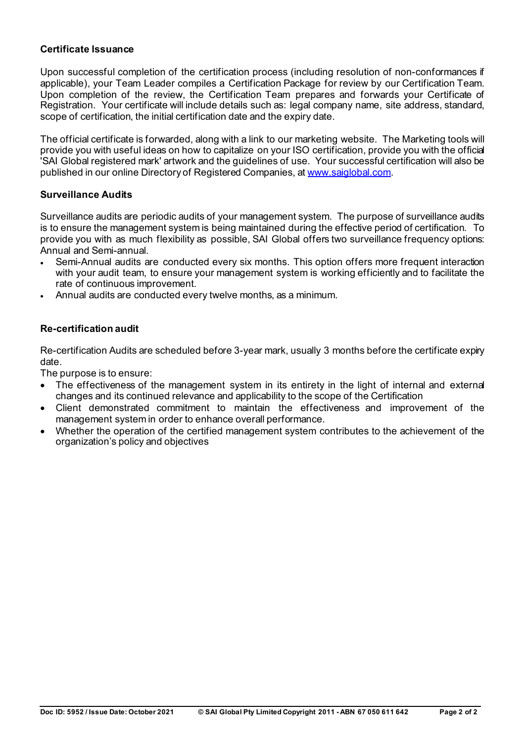**Certificate Issuance**

Upon successful completion of the certification process (including resolution of non-conformances if applicable), your Team Leader compiles a Certification Package for review by our Certification Team. Upon completion of the review, the Certification Team prepares and forwards your Certificate of Registration. Your certificate will include details such as: legal company name, site address, standard, scope of certification, the initial certification date and the expiry date.

The official certificate is forwarded, along with a link to our marketing website. The Marketing tools will provide you with useful ideas on how to capitalize on your ISO certification, provide you with the official 'SAI Global registered mark' artwork and the guidelines of use. Your successful certification will also be published in our online Directory of Registered Companies, at [www.saiglobal.com](http://www.saiglobal.com).

**Surveillance Audits**

Surveillance audits are periodic audits of your management system. The purpose of surveillance audits is to ensure the management system is being maintained during the effective period of certification. To provide you with as much flexibility as possible, SAI Global offers two surveillance frequency options: Annual and Semi-annual.

- Semi-Annual audits are conducted every six months. This option offers more frequent interaction with your audit team, to ensure your management system is working efficiently and to facilitate the rate of continuous improvement.
- Annual audits are conducted every twelve months, as a minimum.

**Re-certification audit**

Re-certification Audits are scheduled before 3-year mark, usually 3 months before the certificate expiry date.

The purpose is to ensure:

- The effectiveness of the management system in its entirety in the light of internal and external changes and its continued relevance and applicability to the scope of the Certification
- Client demonstrated commitment to maintain the effectiveness and improvement of the management system in order to enhance overall performance.
- Whether the operation of the certified management system contributes to the achievement of the organization's policy and objectives

**Doc ID: 5952 / Issue Date: October 2021** **© SAI Global Pty Limited Copyright 2011 - ABN 67 050 611 642**